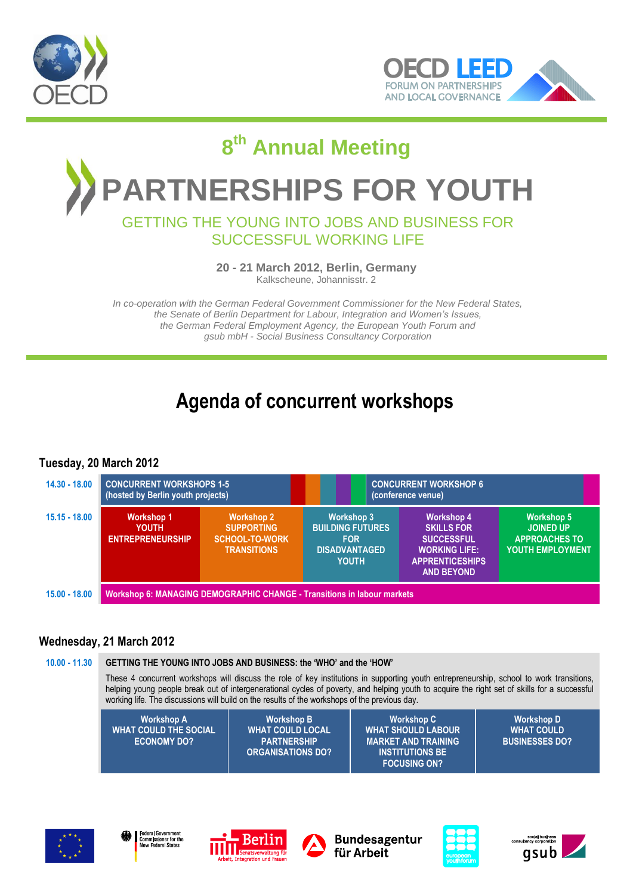# 8th Annual Meeting

# PARTNERSHIPS FOR YOUTH

## GETTING THE YOUNG INTO JOBS AND BUSINESS FOR SUCCESSFUL WORKING LIFE

**20 - 21 March 2012, Berlin, Germany**
Kalkscheune, Johannisstr. 2

*In co-operation with the German Federal Government Commissioner for the New Federal States, the Senate of Berlin Department for Labour, Integration and Women's Issues, the German Federal Employment Agency, the European Youth Forum and gsub mbH - Social Business Consultancy Corporation*

# Agenda of concurrent workshops

## Tuesday, 20 March 2012

**14.30 - 18.00**

| CONCURRENT WORKSHOPS 1-5 (hosted by Berlin youth projects) | | | | | CONCURRENT WORKSHOP 6 (conference venue) |
|---|---|---|---|---|---|

**15.15 - 18.00**

| Workshop 1 | Workshop 2 | Workshop 3 | Workshop 4 | Workshop 5 |
|---|---|---|---|---|
| YOUTH ENTREPRENEURSHIP | SUPPORTING SCHOOL-TO-WORK TRANSITIONS | BUILDING FUTURES FOR DISADVANTAGED YOUTH | SKILLS FOR SUCCESSFUL WORKING LIFE: APPRENTICESHIPS AND BEYOND | JOINED UP APPROACHES TO YOUTH EMPLOYMENT |

**15.00 - 18.00**

Workshop 6: MANAGING DEMOGRAPHIC CHANGE - Transitions in labour markets

## Wednesday, 21 March 2012

**10.00 - 11.30**

**GETTING THE YOUNG INTO JOBS AND BUSINESS: the 'WHO' and the 'HOW'**

These 4 concurrent workshops will discuss the role of key institutions in supporting youth entrepreneurship, school to work transitions, helping young people break out of intergenerational cycles of poverty, and helping youth to acquire the right set of skills for a successful working life. The discussions will build on the results of the workshops of the previous day.

| Workshop A | Workshop B | Workshop C | Workshop D |
|---|---|---|---|
| WHAT COULD THE SOCIAL ECONOMY DO? | WHAT COULD LOCAL PARTNERSHIP ORGANISATIONS DO? | WHAT SHOULD LABOUR MARKET AND TRAINING INSTITUTIONS BE FOCUSING ON? | WHAT COULD BUSINESSES DO? |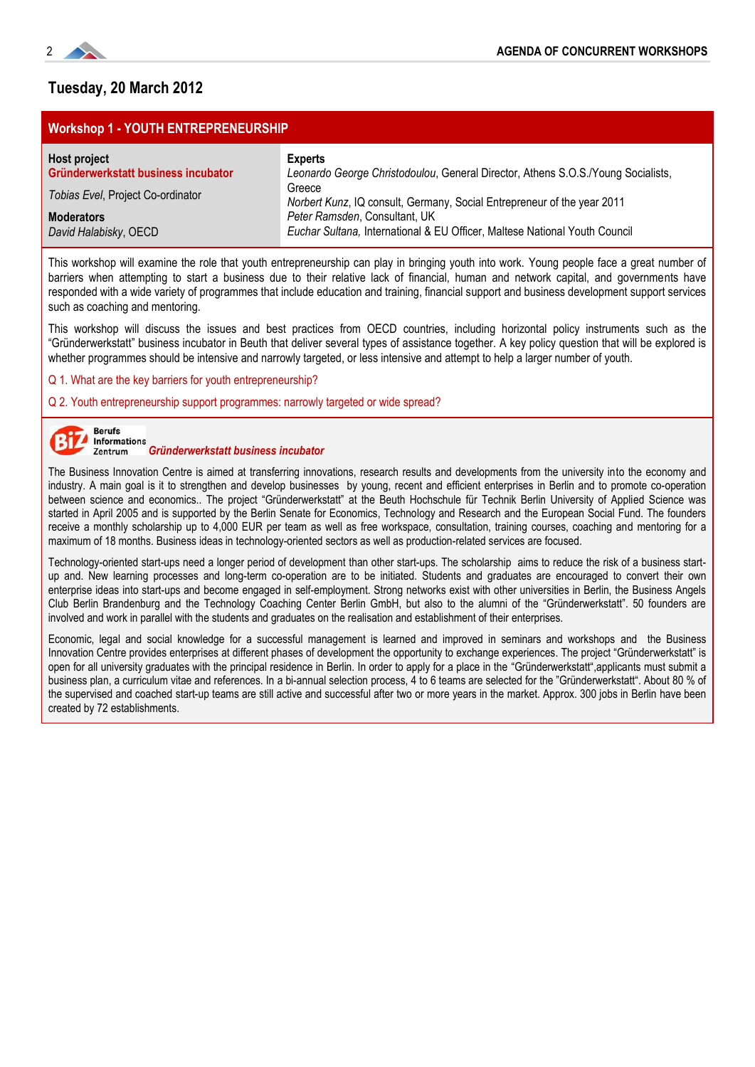## Tuesday, 20 March 2012

### Workshop 1 - YOUTH ENTREPRENEURSHIP

**Host project**
**Gründerwerkstatt business incubator**

*Tobias Evel*, Project Co-ordinator

**Moderators**
*David Halabisky*, OECD

**Experts**
*Leonardo George Christodoulou*, General Director, Athens S.O.S./Young Socialists, Greece
*Norbert Kunz*, IQ consult, Germany, Social Entrepreneur of the year 2011
*Peter Ramsden*, Consultant, UK
*Euchar Sultana,* International & EU Officer, Maltese National Youth Council

This workshop will examine the role that youth entrepreneurship can play in bringing youth into work. Young people face a great number of barriers when attempting to start a business due to their relative lack of financial, human and network capital, and governments have responded with a wide variety of programmes that include education and training, financial support and business development support services such as coaching and mentoring.

This workshop will discuss the issues and best practices from OECD countries, including horizontal policy instruments such as the "Gründerwerkstatt" business incubator in Beuth that deliver several types of assistance together. A key policy question that will be explored is whether programmes should be intensive and narrowly targeted, or less intensive and attempt to help a larger number of youth.

Q 1. What are the key barriers for youth entrepreneurship?

Q 2. Youth entrepreneurship support programmes: narrowly targeted or wide spread?

BiZ Berufs Informations Zentrum

***Gründerwerkstatt business incubator***

The Business Innovation Centre is aimed at transferring innovations, research results and developments from the university into the economy and industry. A main goal is it to strengthen and develop businesses by young, recent and efficient enterprises in Berlin and to promote co-operation between science and economics.. The project "Gründerwerkstatt" at the Beuth Hochschule für Technik Berlin University of Applied Science was started in April 2005 and is supported by the Berlin Senate for Economics, Technology and Research and the European Social Fund. The founders receive a monthly scholarship up to 4,000 EUR per team as well as free workspace, consultation, training courses, coaching and mentoring for a maximum of 18 months. Business ideas in technology-oriented sectors as well as production-related services are focused.

Technology-oriented start-ups need a longer period of development than other start-ups. The scholarship aims to reduce the risk of a business start-up and. New learning processes and long-term co-operation are to be initiated. Students and graduates are encouraged to convert their own enterprise ideas into start-ups and become engaged in self-employment. Strong networks exist with other universities in Berlin, the Business Angels Club Berlin Brandenburg and the Technology Coaching Center Berlin GmbH, but also to the alumni of the "Gründerwerkstatt". 50 founders are involved and work in parallel with the students and graduates on the realisation and establishment of their enterprises.

Economic, legal and social knowledge for a successful management is learned and improved in seminars and workshops and the Business Innovation Centre provides enterprises at different phases of development the opportunity to exchange experiences. The project "Gründerwerkstatt" is open for all university graduates with the principal residence in Berlin. In order to apply for a place in the "Gründerwerkstatt",applicants must submit a business plan, a curriculum vitae and references. In a bi-annual selection process, 4 to 6 teams are selected for the "Gründerwerkstatt". About 80 % of the supervised and coached start-up teams are still active and successful after two or more years in the market. Approx. 300 jobs in Berlin have been created by 72 establishments.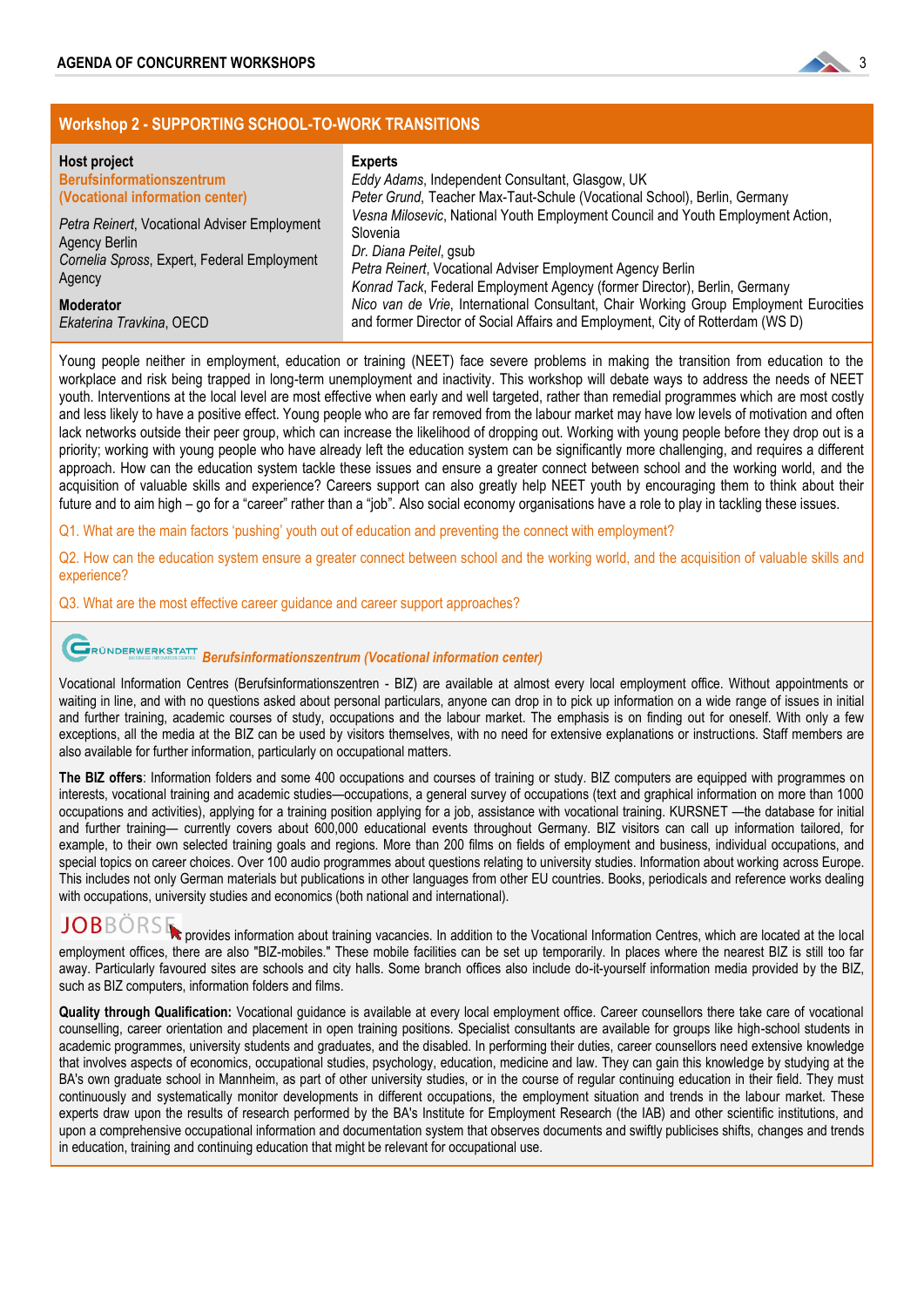## Workshop 2 - SUPPORTING SCHOOL-TO-WORK TRANSITIONS

**Host project**
**Berufsinformationszentrum (Vocational information center)**

*Petra Reinert*, Vocational Adviser Employment Agency Berlin
*Cornelia Spross*, Expert, Federal Employment Agency

**Moderator**
*Ekaterina Travkina*, OECD

**Experts**
*Eddy Adams*, Independent Consultant, Glasgow, UK
*Peter Grund*, Teacher Max-Taut-Schule (Vocational School), Berlin, Germany
*Vesna Milosevic*, National Youth Employment Council and Youth Employment Action, Slovenia
*Dr. Diana Peitel*, gsub
*Petra Reinert*, Vocational Adviser Employment Agency Berlin
*Konrad Tack*, Federal Employment Agency (former Director), Berlin, Germany
*Nico van de Vrie*, International Consultant, Chair Working Group Employment Eurocities and former Director of Social Affairs and Employment, City of Rotterdam (WS D)

Young people neither in employment, education or training (NEET) face severe problems in making the transition from education to the workplace and risk being trapped in long-term unemployment and inactivity. This workshop will debate ways to address the needs of NEET youth. Interventions at the local level are most effective when early and well targeted, rather than remedial programmes which are most costly and less likely to have a positive effect. Young people who are far removed from the labour market may have low levels of motivation and often lack networks outside their peer group, which can increase the likelihood of dropping out. Working with young people before they drop out is a priority; working with young people who have already left the education system can be significantly more challenging, and requires a different approach. How can the education system tackle these issues and ensure a greater connect between school and the working world, and the acquisition of valuable skills and experience? Careers support can also greatly help NEET youth by encouraging them to think about their future and to aim high – go for a "career" rather than a "job". Also social economy organisations have a role to play in tackling these issues.

Q1. What are the main factors 'pushing' youth out of education and preventing the connect with employment?

Q2. How can the education system ensure a greater connect between school and the working world, and the acquisition of valuable skills and experience?

Q3. What are the most effective career guidance and career support approaches?

### GRÜNDERWERKSTATT *Berufsinformationszentrum (Vocational information center)*

Vocational Information Centres (Berufsinformationszentren - BIZ) are available at almost every local employment office. Without appointments or waiting in line, and with no questions asked about personal particulars, anyone can drop in to pick up information on a wide range of issues in initial and further training, academic courses of study, occupations and the labour market. The emphasis is on finding out for oneself. With only a few exceptions, all the media at the BIZ can be used by visitors themselves, with no need for extensive explanations or instructions. Staff members are also available for further information, particularly on occupational matters.

**The BIZ offers**: Information folders and some 400 occupations and courses of training or study. BIZ computers are equipped with programmes on interests, vocational training and academic studies—occupations, a general survey of occupations (text and graphical information on more than 1000 occupations and activities), applying for a training position, applying for a job, assistance with vocational training. KURSNET —the database for initial and further training— currently covers about 600,000 educational events throughout Germany. BIZ visitors can call up information tailored, for example, to their own selected training goals and regions. More than 200 films on fields of employment and business, individual occupations, and special topics on career choices. Over 100 audio programmes about questions relating to university studies. Information about working across Europe. This includes not only German materials but publications in other languages from other EU countries. Books, periodicals and reference works dealing with occupations, university studies and economics (both national and international).

JOBBÖRSE provides information about training vacancies. In addition to the Vocational Information Centres, which are located at the local employment offices, there are also "BIZ-mobiles." These mobile facilities can be set up temporarily. In places where the nearest BIZ is still too far away. Particularly favoured sites are schools and city halls. Some branch offices also include do-it-yourself information media provided by the BIZ, such as BIZ computers, information folders and films.

**Quality through Qualification:** Vocational guidance is available at every local employment office. Career counsellors there take care of vocational counselling, career orientation and placement in open training positions. Specialist consultants are available for groups like high-school students in academic programmes, university students and graduates, and the disabled. In performing their duties, career counsellors need extensive knowledge that involves aspects of economics, occupational studies, psychology, education, medicine and law. They can gain this knowledge by studying at the BA's own graduate school in Mannheim, as part of other university studies, or in the course of regular continuing education in their field. They must continuously and systematically monitor developments in different occupations, the employment situation and trends in the labour market. These experts draw upon the results of research performed by the BA's Institute for Employment Research (the IAB) and other scientific institutions, and upon a comprehensive occupational information and documentation system that observes documents and swiftly publicises shifts, changes and trends in education, training and continuing education that might be relevant for occupational use.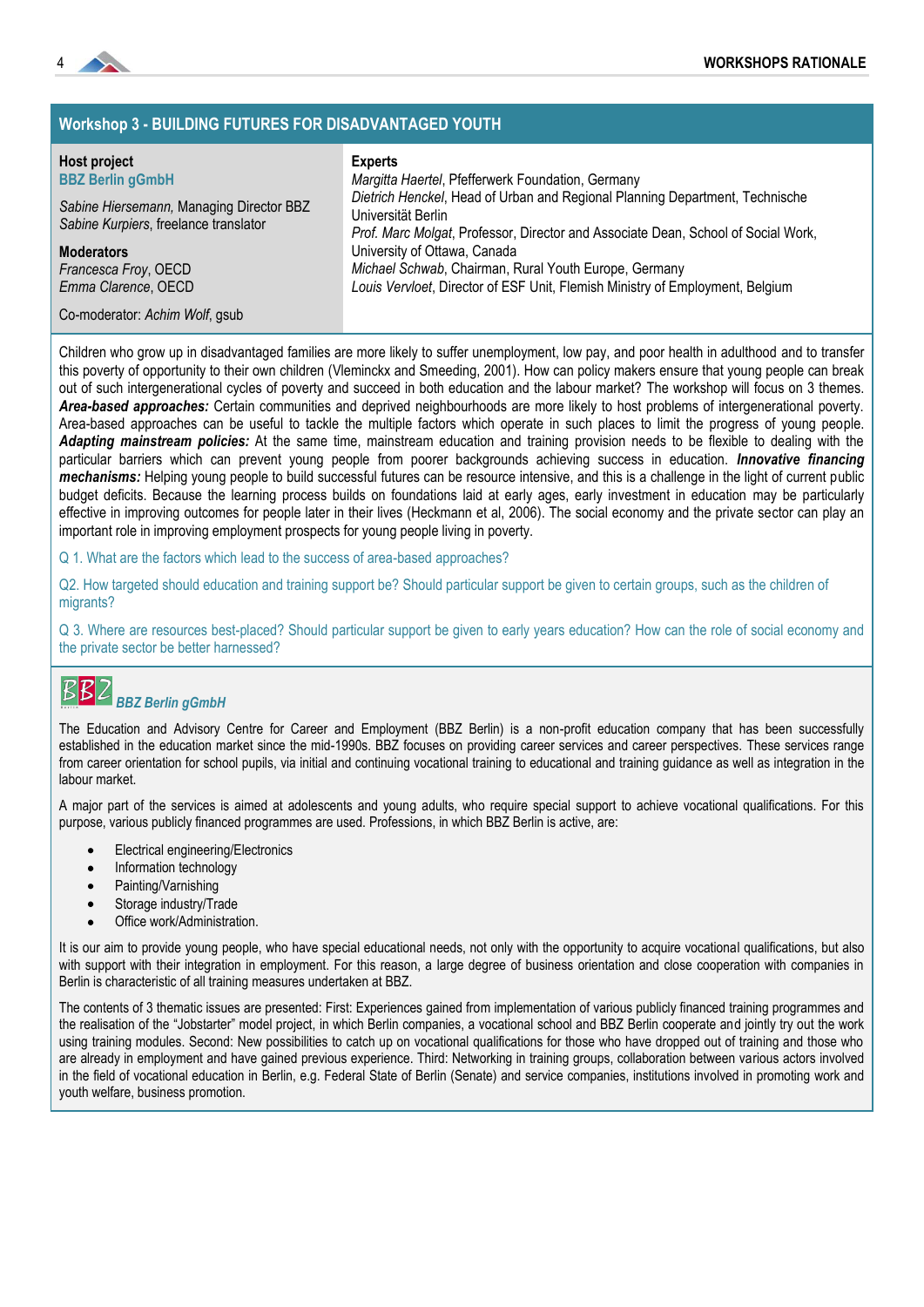## Workshop 3 - BUILDING FUTURES FOR DISADVANTAGED YOUTH

**Host project**
**BBZ Berlin gGmbH**

*Sabine Hiersemann*, Managing Director BBZ
*Sabine Kurpiers*, freelance translator

**Moderators**
*Francesca Froy*, OECD
*Emma Clarence*, OECD

Co-moderator: *Achim Wolf*, gsub

**Experts**
*Margitta Haertel*, Pfefferwerk Foundation, Germany
*Dietrich Henckel*, Head of Urban and Regional Planning Department, Technische Universität Berlin
*Prof. Marc Molgat*, Professor, Director and Associate Dean, School of Social Work, University of Ottawa, Canada
*Michael Schwab*, Chairman, Rural Youth Europe, Germany
*Louis Vervloet*, Director of ESF Unit, Flemish Ministry of Employment, Belgium

Children who grow up in disadvantaged families are more likely to suffer unemployment, low pay, and poor health in adulthood and to transfer this poverty of opportunity to their own children (Vleminckx and Smeeding, 2001). How can policy makers ensure that young people can break out of such intergenerational cycles of poverty and succeed in both education and the labour market? The workshop will focus on 3 themes. ***Area-based approaches:*** Certain communities and deprived neighbourhoods are more likely to host problems of intergenerational poverty. Area-based approaches can be useful to tackle the multiple factors which operate in such places to limit the progress of young people. ***Adapting mainstream policies:*** At the same time, mainstream education and training provision needs to be flexible to dealing with the particular barriers which can prevent young people from poorer backgrounds achieving success in education. ***Innovative financing mechanisms:*** Helping young people to build successful futures can be resource intensive, and this is a challenge in the light of current public budget deficits. Because the learning process builds on foundations laid at early ages, early investment in education may be particularly effective in improving outcomes for people later in their lives (Heckmann et al, 2006). The social economy and the private sector can play an important role in improving employment prospects for young people living in poverty.

Q 1. What are the factors which lead to the success of area-based approaches?

Q2. How targeted should education and training support be? Should particular support be given to certain groups, such as the children of migrants?

Q 3. Where are resources best-placed? Should particular support be given to early years education? How can the role of social economy and the private sector be better harnessed?

### *BBZ Berlin gGmbH*

The Education and Advisory Centre for Career and Employment (BBZ Berlin) is a non-profit education company that has been successfully established in the education market since the mid-1990s. BBZ focuses on providing career services and career perspectives. These services range from career orientation for school pupils, via initial and continuing vocational training to educational and training guidance as well as integration in the labour market.

A major part of the services is aimed at adolescents and young adults, who require special support to achieve vocational qualifications. For this purpose, various publicly financed programmes are used. Professions, in which BBZ Berlin is active, are:

- Electrical engineering/Electronics
- Information technology
- Painting/Varnishing
- Storage industry/Trade
- Office work/Administration.

It is our aim to provide young people, who have special educational needs, not only with the opportunity to acquire vocational qualifications, but also with support with their integration in employment. For this reason, a large degree of business orientation and close cooperation with companies in Berlin is characteristic of all training measures undertaken at BBZ.

The contents of 3 thematic issues are presented: First: Experiences gained from implementation of various publicly financed training programmes and the realisation of the "Jobstarter" model project, in which Berlin companies, a vocational school and BBZ Berlin cooperate and jointly try out the work using training modules. Second: New possibilities to catch up on vocational qualifications for those who have dropped out of training and those who are already in employment and have gained previous experience. Third: Networking in training groups, collaboration between various actors involved in the field of vocational education in Berlin, e.g. Federal State of Berlin (Senate) and service companies, institutions involved in promoting work and youth welfare, business promotion.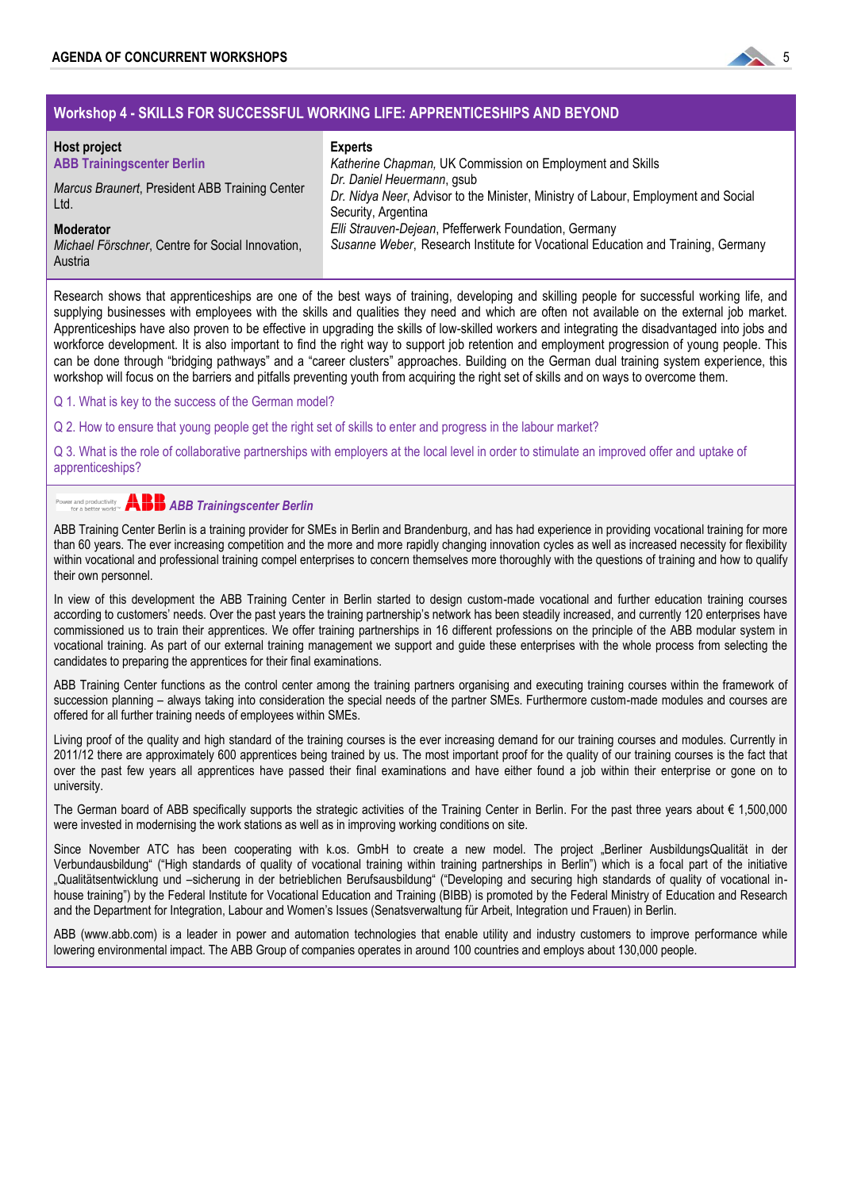## Workshop 4 - SKILLS FOR SUCCESSFUL WORKING LIFE: APPRENTICESHIPS AND BEYOND

**Host project**
**ABB Trainingscenter Berlin**

*Marcus Braunert*, President ABB Training Center Ltd.

**Moderator**
*Michael Förschner*, Centre for Social Innovation, Austria

**Experts**
*Katherine Chapman,* UK Commission on Employment and Skills
*Dr. Daniel Heuermann*, gsub
*Dr. Nidya Neer*, Advisor to the Minister, Ministry of Labour, Employment and Social Security, Argentina
*Elli Strauven-Dejean*, Pfefferwerk Foundation, Germany
*Susanne Weber*, Research Institute for Vocational Education and Training, Germany

Research shows that apprenticeships are one of the best ways of training, developing and skilling people for successful working life, and supplying businesses with employees with the skills and qualities they need and which are often not available on the external job market. Apprenticeships have also proven to be effective in upgrading the skills of low-skilled workers and integrating the disadvantaged into jobs and workforce development. It is also important to find the right way to support job retention and employment progression of young people. This can be done through "bridging pathways" and a "career clusters" approaches. Building on the German dual training system experience, this workshop will focus on the barriers and pitfalls preventing youth from acquiring the right set of skills and on ways to overcome them.

Q 1. What is key to the success of the German model?

Q 2. How to ensure that young people get the right set of skills to enter and progress in the labour market?

Q 3. What is the role of collaborative partnerships with employers at the local level in order to stimulate an improved offer and uptake of apprenticeships?

### *ABB Trainingscenter Berlin*

ABB Training Center Berlin is a training provider for SMEs in Berlin and Brandenburg, and has had experience in providing vocational training for more than 60 years. The ever increasing competition and the more and more rapidly changing innovation cycles as well as increased necessity for flexibility within vocational and professional training compel enterprises to concern themselves more thoroughly with the questions of training and how to qualify their own personnel.

In view of this development the ABB Training Center in Berlin started to design custom-made vocational and further education training courses according to customers' needs. Over the past years the training partnership's network has been steadily increased, and currently 120 enterprises have commissioned us to train their apprentices. We offer training partnerships in 16 different professions on the principle of the ABB modular system in vocational training. As part of our external training management we support and guide these enterprises with the whole process from selecting the candidates to preparing the apprentices for their final examinations.

ABB Training Center functions as the control center among the training partners organising and executing training courses within the framework of succession planning – always taking into consideration the special needs of the partner SMEs. Furthermore custom-made modules and courses are offered for all further training needs of employees within SMEs.

Living proof of the quality and high standard of the training courses is the ever increasing demand for our training courses and modules. Currently in 2011/12 there are approximately 600 apprentices being trained by us. The most important proof for the quality of our training courses is the fact that over the past few years all apprentices have passed their final examinations and have either found a job within their enterprise or gone on to university.

The German board of ABB specifically supports the strategic activities of the Training Center in Berlin. For the past three years about € 1,500,000 were invested in modernising the work stations as well as in improving working conditions on site.

Since November ATC has been cooperating with k.os. GmbH to create a new model. The project „Berliner AusbildungsQualität in der Verbundausbildung" ("High standards of quality of vocational training within training partnerships in Berlin") which is a focal part of the initiative „Qualitätsentwicklung und –sicherung in der betrieblichen Berufsausbildung" ("Developing and securing high standards of quality of vocational in-house training") by the Federal Institute for Vocational Education and Training (BIBB) is promoted by the Federal Ministry of Education and Research and the Department for Integration, Labour and Women's Issues (Senatsverwaltung für Arbeit, Integration und Frauen) in Berlin.

ABB (www.abb.com) is a leader in power and automation technologies that enable utility and industry customers to improve performance while lowering environmental impact. The ABB Group of companies operates in around 100 countries and employs about 130,000 people.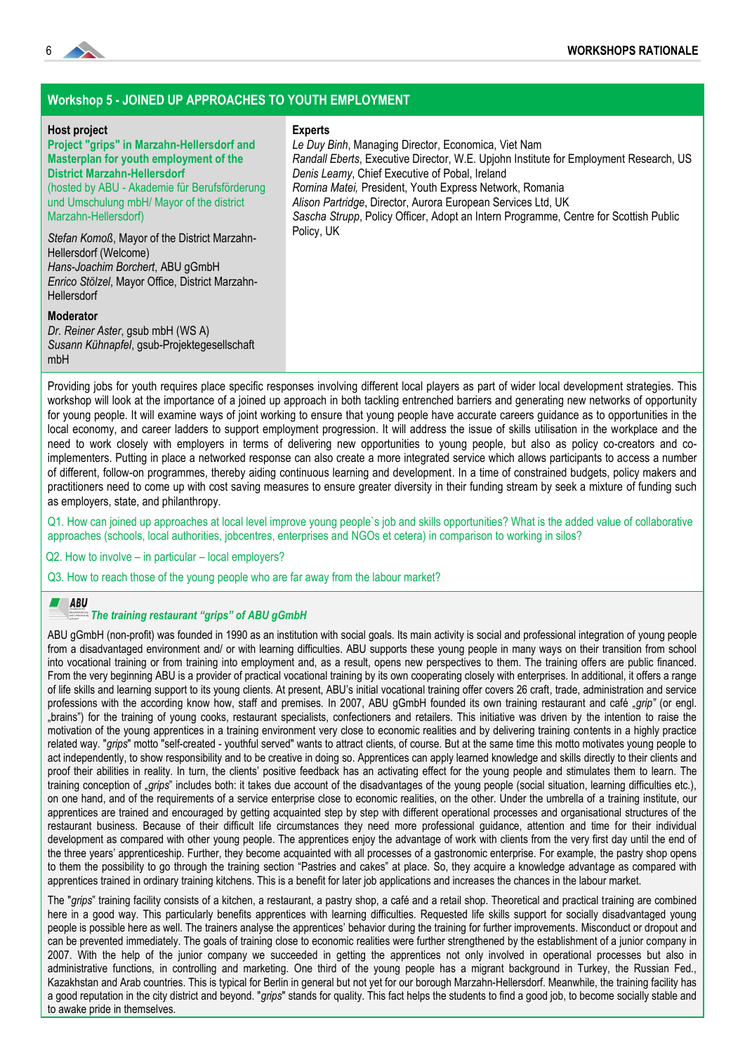## Workshop 5 - JOINED UP APPROACHES TO YOUTH EMPLOYMENT

**Host project**

**Project "grips" in Marzahn-Hellersdorf and Masterplan for youth employment of the District Marzahn-Hellersdorf**

(hosted by ABU - Akademie für Berufsförderung und Umschulung mbH/ Mayor of the district Marzahn-Hellersdorf)

*Stefan Komoß*, Mayor of the District Marzahn-Hellersdorf (Welcome)
*Hans-Joachim Borchert*, ABU gGmbH
*Enrico Stölzel*, Mayor Office, District Marzahn-Hellersdorf

**Moderator**

*Dr. Reiner Aster*, gsub mbH (WS A)
*Susann Kühnapfel*, gsub-Projektegesellschaft mbH

**Experts**

*Le Duy Binh*, Managing Director, Economica, Viet Nam
*Randall Eberts*, Executive Director, W.E. Upjohn Institute for Employment Research, US
*Denis Leamy*, Chief Executive of Pobal, Ireland
*Romina Matei,* President, Youth Express Network, Romania
*Alison Partridge*, Director, Aurora European Services Ltd, UK
*Sascha Strupp*, Policy Officer, Adopt an Intern Programme, Centre for Scottish Public Policy, UK

Providing jobs for youth requires place specific responses involving different local players as part of wider local development strategies. This workshop will look at the importance of a joined up approach in both tackling entrenched barriers and generating new networks of opportunity for young people. It will examine ways of joint working to ensure that young people have accurate careers guidance as to opportunities in the local economy, and career ladders to support employment progression. It will address the issue of skills utilisation in the workplace and the need to work closely with employers in terms of delivering new opportunities to young people, but also as policy co-creators and co-implementers. Putting in place a networked response can also create a more integrated service which allows participants to access a number of different, follow-on programmes, thereby aiding continuous learning and development. In a time of constrained budgets, policy makers and practitioners need to come up with cost saving measures to ensure greater diversity in their funding stream by seek a mixture of funding such as employers, state, and philanthropy.

Q1. How can joined up approaches at local level improve young people`s job and skills opportunities? What is the added value of collaborative approaches (schools, local authorities, jobcentres, enterprises and NGOs et cetera) in comparison to working in silos?

Q2. How to involve – in particular – local employers?

Q3. How to reach those of the young people who are far away from the labour market?

### *The training restaurant "grips" of ABU gGmbH*

ABU gGmbH (non-profit) was founded in 1990 as an institution with social goals. Its main activity is social and professional integration of young people from a disadvantaged environment and/ or with learning difficulties. ABU supports these young people in many ways on their transition from school into vocational training or from training into employment and, as a result, opens new perspectives to them. The training offers are public financed. From the very beginning ABU is a provider of practical vocational training by its own cooperating closely with enterprises. In additional, it offers a range of life skills and learning support to its young clients. At present, ABU's initial vocational training offer covers 26 craft, trade, administration and service professions with the according know how, staff and premises. In 2007, ABU gGmbH founded its own training restaurant and café *„grip"* (or engl. „brains") for the training of young cooks, restaurant specialists, confectioners and retailers. This initiative was driven by the intention to raise the motivation of the young apprentices in a training environment very close to economic realities and by delivering training contents in a highly practice related way. "*grips*" motto "self-created - youthful served" wants to attract clients, of course. But at the same time this motto motivates young people to act independently, to show responsibility and to be creative in doing so. Apprentices can apply learned knowledge and skills directly to their clients and proof their abilities in reality. In turn, the clients' positive feedback has an activating effect for the young people and stimulates them to learn. The training conception of *„grips*" includes both: it takes due account of the disadvantages of the young people (social situation, learning difficulties etc.), on one hand, and of the requirements of a service enterprise close to economic realities, on the other. Under the umbrella of a training institute, our apprentices are trained and encouraged by getting acquainted step by step with different operational processes and organisational structures of the restaurant business. Because of their difficult life circumstances they need more professional guidance, attention and time for their individual development as compared with other young people. The apprentices enjoy the advantage of work with clients from the very first day until the end of the three years' apprenticeship. Further, they become acquainted with all processes of a gastronomic enterprise. For example, the pastry shop opens to them the possibility to go through the training section "Pastries and cakes" at place. So, they acquire a knowledge advantage as compared with apprentices trained in ordinary training kitchens. This is a benefit for later job applications and increases the chances in the labour market.

The "*grips*" training facility consists of a kitchen, a restaurant, a pastry shop, a café and a retail shop. Theoretical and practical training are combined here in a good way. This particularly benefits apprentices with learning difficulties. Requested life skills support for socially disadvantaged young people is possible here as well. The trainers analyse the apprentices' behavior during the training for further improvements. Misconduct or dropout and can be prevented immediately. The goals of training close to economic realities were further strengthened by the establishment of a junior company in 2007. With the help of the junior company we succeeded in getting the apprentices not only involved in operational processes but also in administrative functions, in controlling and marketing. One third of the young people has a migrant background in Turkey, the Russian Fed., Kazakhstan and Arab countries. This is typical for Berlin in general but not yet for our borough Marzahn-Hellersdorf. Meanwhile, the training facility has a good reputation in the city district and beyond. "*grips*" stands for quality. This fact helps the students to find a good job, to become socially stable and to awake pride in themselves.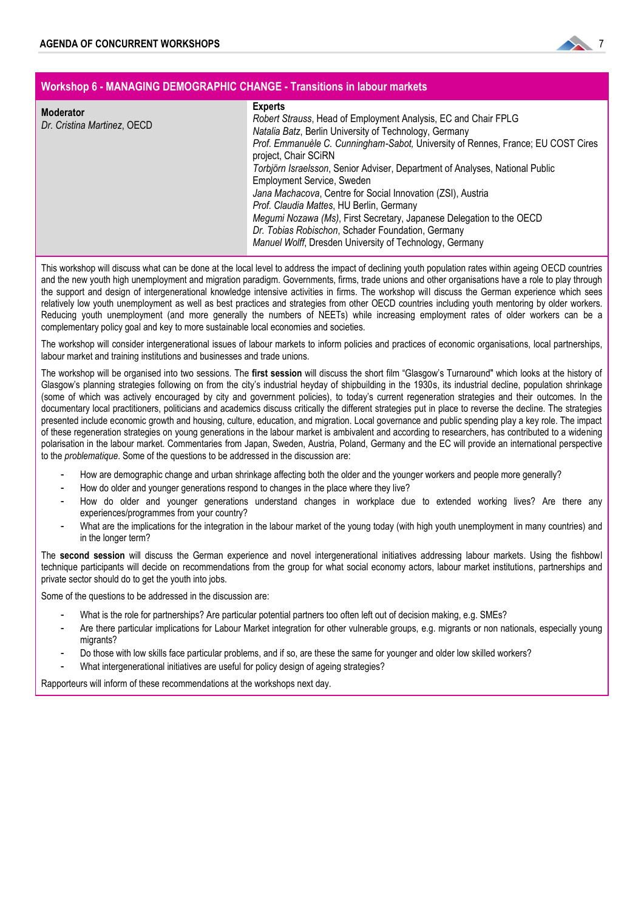## Workshop 6 - MANAGING DEMOGRAPHIC CHANGE - Transitions in labour markets

| Moderator | Experts |
| --- | --- |
| *Dr. Cristina Martinez*, OECD | *Robert Strauss*, Head of Employment Analysis, EC and Chair FPLG<br>*Natalia Batz*, Berlin University of Technology, Germany<br>*Prof. Emmanuèle C. Cunningham-Sabot,* University of Rennes, France; EU COST Cires project, Chair SCiRN<br>*Torbjörn Israelsson*, Senior Adviser, Department of Analyses, National Public Employment Service, Sweden<br>*Jana Machacova*, Centre for Social Innovation (ZSI), Austria<br>*Prof. Claudia Mattes*, HU Berlin, Germany<br>*Megumi Nozawa (Ms)*, First Secretary, Japanese Delegation to the OECD<br>*Dr. Tobias Robischon*, Schader Foundation, Germany<br>*Manuel Wolff*, Dresden University of Technology, Germany |

This workshop will discuss what can be done at the local level to address the impact of declining youth population rates within ageing OECD countries and the new youth high unemployment and migration paradigm. Governments, firms, trade unions and other organisations have a role to play through the support and design of intergenerational knowledge intensive activities in firms. The workshop will discuss the German experience which sees relatively low youth unemployment as well as best practices and strategies from other OECD countries including youth mentoring by older workers. Reducing youth unemployment (and more generally the numbers of NEETs) while increasing employment rates of older workers can be a complementary policy goal and key to more sustainable local economies and societies.

The workshop will consider intergenerational issues of labour markets to inform policies and practices of economic organisations, local partnerships, labour market and training institutions and businesses and trade unions.

The workshop will be organised into two sessions. The **first session** will discuss the short film "Glasgow's Turnaround" which looks at the history of Glasgow's planning strategies following on from the city's industrial heyday of shipbuilding in the 1930s, its industrial decline, population shrinkage (some of which was actively encouraged by city and government policies), to today's current regeneration strategies and their outcomes. In the documentary local practitioners, politicians and academics discuss critically the different strategies put in place to reverse the decline. The strategies presented include economic growth and housing, culture, education, and migration. Local governance and public spending play a key role. The impact of these regeneration strategies on young generations in the labour market is ambivalent and according to researchers, has contributed to a widening polarisation in the labour market. Commentaries from Japan, Sweden, Austria, Poland, Germany and the EC will provide an international perspective to the *problematique*. Some of the questions to be addressed in the discussion are:

- How are demographic change and urban shrinkage affecting both the older and the younger workers and people more generally?
- How do older and younger generations respond to changes in the place where they live?
- How do older and younger generations understand changes in workplace due to extended working lives? Are there any experiences/programmes from your country?
- What are the implications for the integration in the labour market of the young today (with high youth unemployment in many countries) and in the longer term?

The **second session** will discuss the German experience and novel intergenerational initiatives addressing labour markets. Using the fishbowl technique participants will decide on recommendations from the group for what social economy actors, labour market institutions, partnerships and private sector should do to get the youth into jobs.

Some of the questions to be addressed in the discussion are:

- What is the role for partnerships? Are particular potential partners too often left out of decision making, e.g. SMEs?
- Are there particular implications for Labour Market integration for other vulnerable groups, e.g. migrants or non nationals, especially young migrants?
- Do those with low skills face particular problems, and if so, are these the same for younger and older low skilled workers?
- What intergenerational initiatives are useful for policy design of ageing strategies?

Rapporteurs will inform of these recommendations at the workshops next day.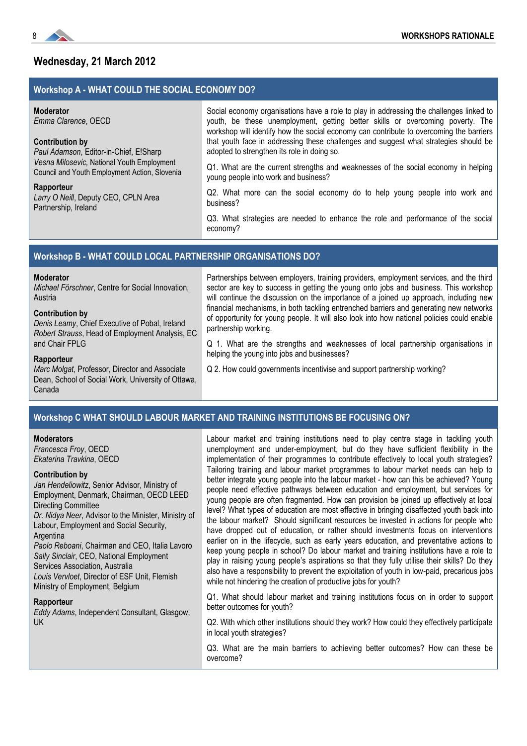## Wednesday, 21 March 2012

### Workshop A - WHAT COULD THE SOCIAL ECONOMY DO?

**Moderator**
*Emma Clarence*, OECD

**Contribution by**
*Paul Adamson*, Editor-in-Chief, E!Sharp
*Vesna Milosevic,* National Youth Employment Council and Youth Employment Action, Slovenia

**Rapporteur**
*Larry O Neill*, Deputy CEO, CPLN Area Partnership, Ireland

Social economy organisations have a role to play in addressing the challenges linked to youth, be these unemployment, getting better skills or overcoming poverty. The workshop will identify how the social economy can contribute to overcoming the barriers that youth face in addressing these challenges and suggest what strategies should be adopted to strengthen its role in doing so.

Q1. What are the current strengths and weaknesses of the social economy in helping young people into work and business?

Q2. What more can the social economy do to help young people into work and business?

Q3. What strategies are needed to enhance the role and performance of the social economy?

### Workshop B - WHAT COULD LOCAL PARTNERSHIP ORGANISATIONS DO?

**Moderator**
*Michael Förschner*, Centre for Social Innovation, Austria

**Contribution by**
*Denis Leamy*, Chief Executive of Pobal, Ireland
*Robert Strauss*, Head of Employment Analysis, EC and Chair FPLG

**Rapporteur**
*Marc Molgat*, Professor, Director and Associate Dean, School of Social Work, University of Ottawa, Canada

Partnerships between employers, training providers, employment services, and the third sector are key to success in getting the young onto jobs and business. This workshop will continue the discussion on the importance of a joined up approach, including new financial mechanisms, in both tackling entrenched barriers and generating new networks of opportunity for young people. It will also look into how national policies could enable partnership working.

Q 1. What are the strengths and weaknesses of local partnership organisations in helping the young into jobs and businesses?

Q 2. How could governments incentivise and support partnership working?

### Workshop C WHAT SHOULD LABOUR MARKET AND TRAINING INSTITUTIONS BE FOCUSING ON?

**Moderators**
*Francesca Froy*, OECD
*Ekaterina Travkina*, OECD

**Contribution by**
*Jan Hendeliowitz*, Senior Advisor, Ministry of Employment, Denmark, Chairman, OECD LEED Directing Committee
*Dr. Nidya Neer*, Advisor to the Minister, Ministry of Labour, Employment and Social Security, Argentina
*Paolo Reboani*, Chairman and CEO, Italia Lavoro
*Sally Sinclair*, CEO, National Employment Services Association, Australia
*Louis Vervloet*, Director of ESF Unit, Flemish Ministry of Employment, Belgium

**Rapporteur**
*Eddy Adams*, Independent Consultant, Glasgow, UK

Labour market and training institutions need to play centre stage in tackling youth unemployment and under-employment, but do they have sufficient flexibility in the implementation of their programmes to contribute effectively to local youth strategies? Tailoring training and labour market programmes to labour market needs can help to better integrate young people into the labour market - how can this be achieved? Young people need effective pathways between education and employment, but services for young people are often fragmented. How can provision be joined up effectively at local level? What types of education are most effective in bringing disaffected youth back into the labour market? Should significant resources be invested in actions for people who have dropped out of education, or rather should investments focus on interventions earlier on in the lifecycle, such as early years education, and preventative actions to keep young people in school? Do labour market and training institutions have a role to play in raising young people's aspirations so that they fully utilise their skills? Do they also have a responsibility to prevent the exploitation of youth in low-paid, precarious jobs while not hindering the creation of productive jobs for youth?

Q1. What should labour market and training institutions focus on in order to support better outcomes for youth?

Q2. With which other institutions should they work? How could they effectively participate in local youth strategies?

Q3. What are the main barriers to achieving better outcomes? How can these be overcome?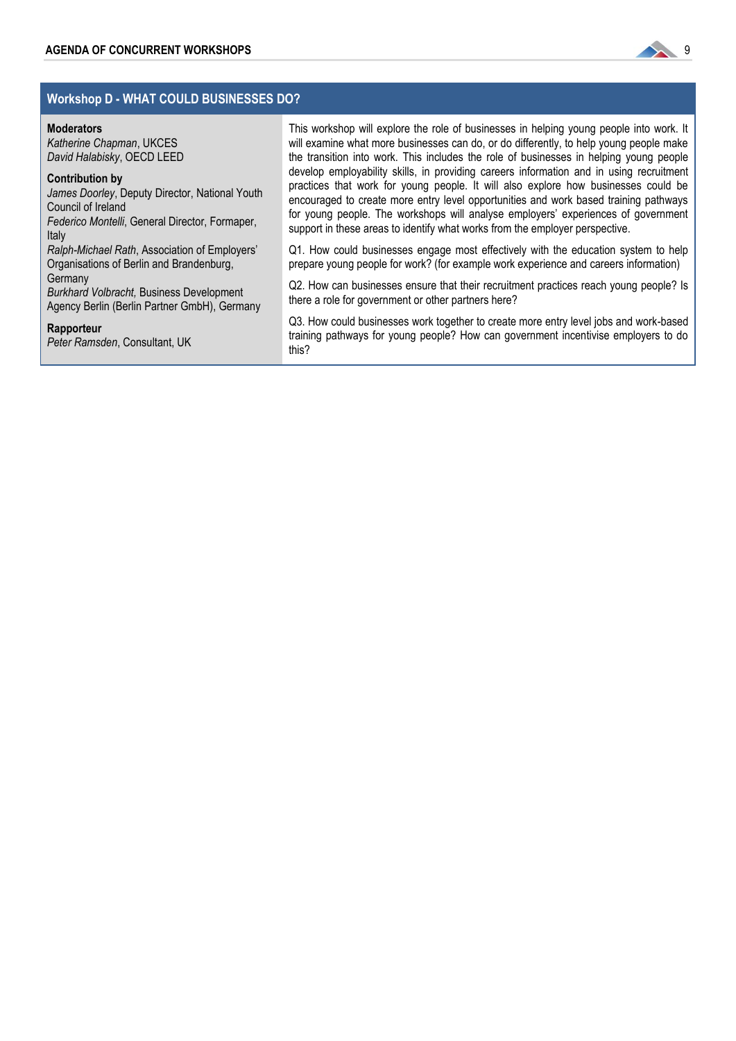## Workshop D - WHAT COULD BUSINESSES DO?

**Moderators**
*Katherine Chapman*, UKCES
*David Halabisky*, OECD LEED

**Contribution by**
*James Doorley*, Deputy Director, National Youth Council of Ireland
*Federico Montelli*, General Director, Formaper, Italy
*Ralph-Michael Rath*, Association of Employers' Organisations of Berlin and Brandenburg, Germany
*Burkhard Volbracht,* Business Development Agency Berlin (Berlin Partner GmbH), Germany

**Rapporteur**
*Peter Ramsden*, Consultant, UK

This workshop will explore the role of businesses in helping young people into work. It will examine what more businesses can do, or do differently, to help young people make the transition into work. This includes the role of businesses in helping young people develop employability skills, in providing careers information and in using recruitment practices that work for young people. It will also explore how businesses could be encouraged to create more entry level opportunities and work based training pathways for young people. The workshops will analyse employers' experiences of government support in these areas to identify what works from the employer perspective.

Q1. How could businesses engage most effectively with the education system to help prepare young people for work? (for example work experience and careers information)

Q2. How can businesses ensure that their recruitment practices reach young people? Is there a role for government or other partners here?

Q3. How could businesses work together to create more entry level jobs and work-based training pathways for young people? How can government incentivise employers to do this?